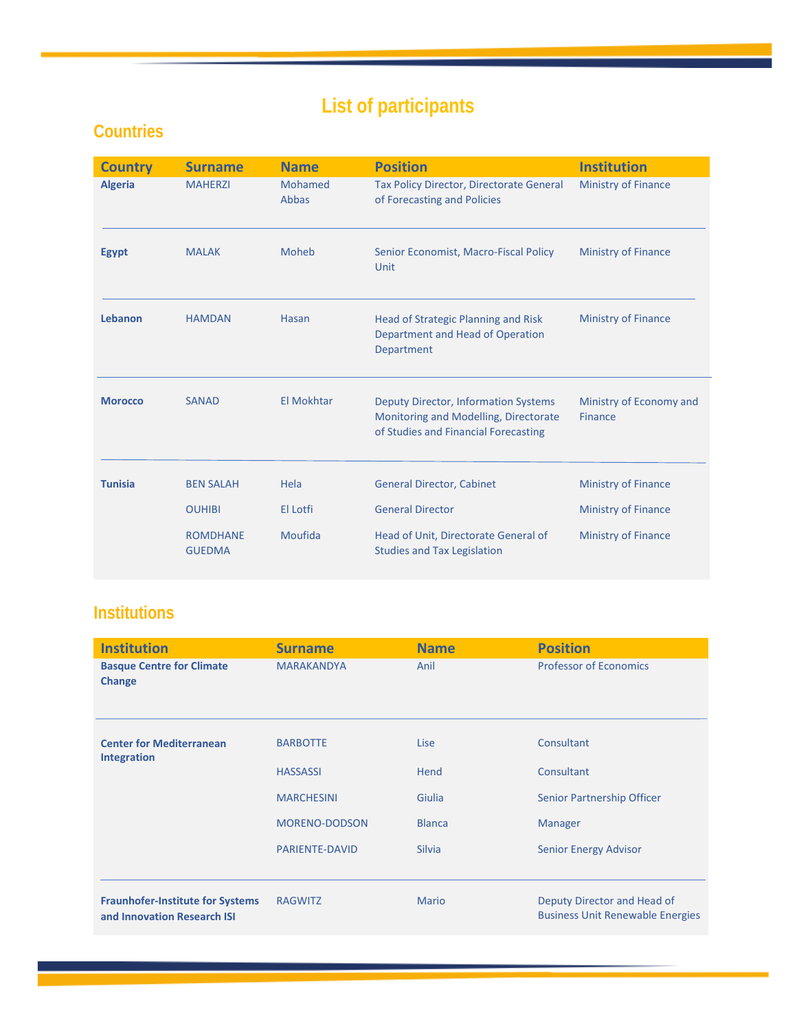# List of participants

## Countries

| Country | Surname | Name | Position | Institution |
|---|---|---|---|---|
| **Algeria** | MAHERZI | Mohamed Abbas | Tax Policy Director, Directorate General of Forecasting and Policies | Ministry of Finance |
| **Egypt** | MALAK | Moheb | Senior Economist, Macro-Fiscal Policy Unit | Ministry of Finance |
| **Lebanon** | HAMDAN | Hasan | Head of Strategic Planning and Risk Department and Head of Operation Department | Ministry of Finance |
| **Morocco** | SANAD | El Mokhtar | Deputy Director, Information Systems Monitoring and Modelling, Directorate of Studies and Financial Forecasting | Ministry of Economy and Finance |
| **Tunisia** | BEN SALAH | Hela | General Director, Cabinet | Ministry of Finance |
| | OUHIBI | El Lotfi | General Director | Ministry of Finance |
| | ROMDHANE GUEDMA | Moufida | Head of Unit, Directorate General of Studies and Tax Legislation | Ministry of Finance |

## Institutions

| Institution | Surname | Name | Position |
|---|---|---|---|
| **Basque Centre for Climate Change** | MARAKANDYA | Anil | Professor of Economics |
| **Center for Mediterranean Integration** | BARBOTTE | Lise | Consultant |
| | HASSASSI | Hend | Consultant |
| | MARCHESINI | Giulia | Senior Partnership Officer |
| | MORENO-DODSON | Blanca | Manager |
| | PARIENTE-DAVID | Silvia | Senior Energy Advisor |
| **Fraunhofer-Institute for Systems and Innovation Research ISI** | RAGWITZ | Mario | Deputy Director and Head of Business Unit Renewable Energies |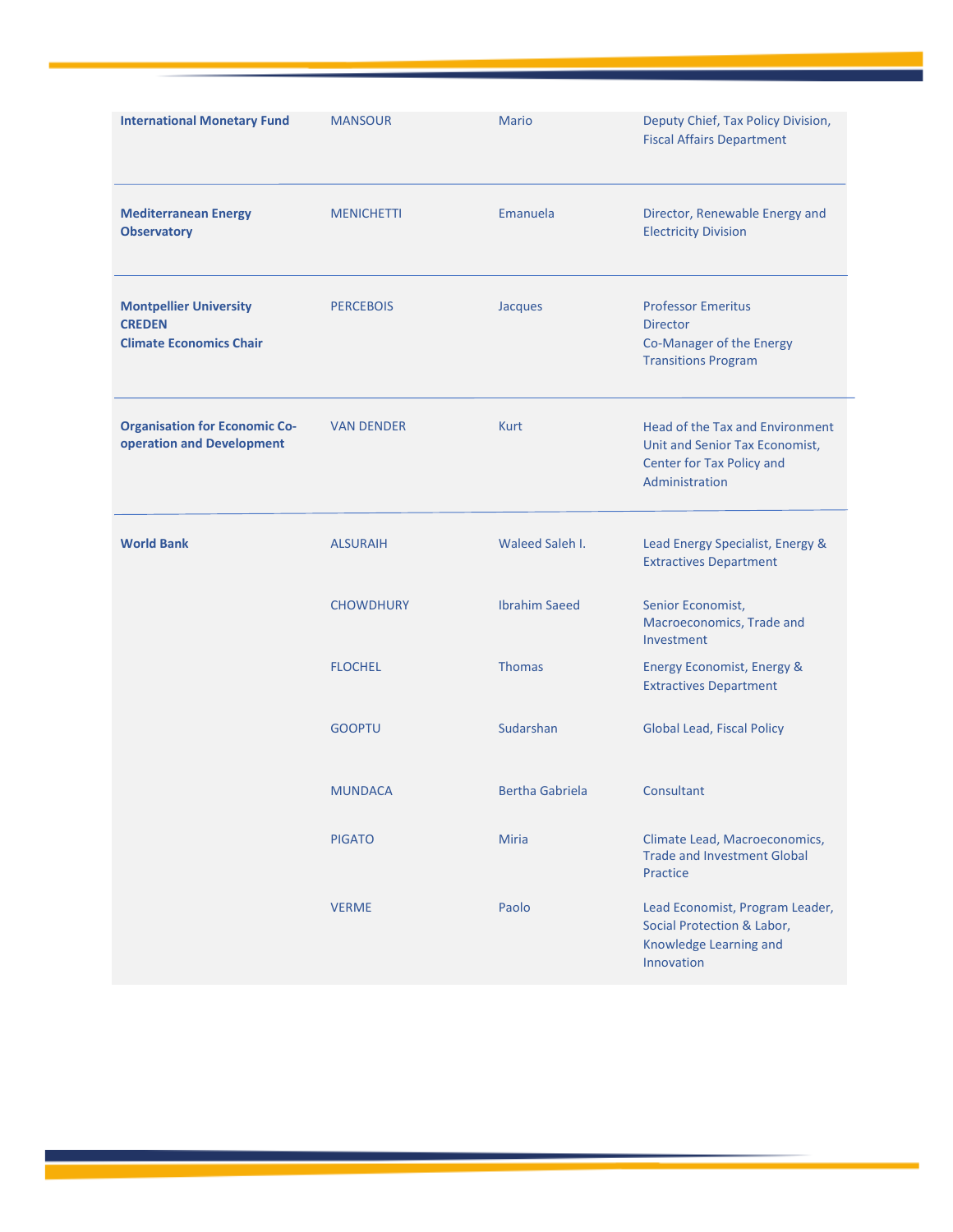| | | | |
|---|---|---|---|
| **International Monetary Fund** | MANSOUR | Mario | Deputy Chief, Tax Policy Division, Fiscal Affairs Department |
| **Mediterranean Energy Observatory** | MENICHETTI | Emanuela | Director, Renewable Energy and Electricity Division |
| **Montpellier University CREDEN Climate Economics Chair** | PERCEBOIS | Jacques | Professor Emeritus Director Co-Manager of the Energy Transitions Program |
| **Organisation for Economic Co-operation and Development** | VAN DENDER | Kurt | Head of the Tax and Environment Unit and Senior Tax Economist, Center for Tax Policy and Administration |
| **World Bank** | ALSURAIH | Waleed Saleh I. | Lead Energy Specialist, Energy & Extractives Department |
| | CHOWDHURY | Ibrahim Saeed | Senior Economist, Macroeconomics, Trade and Investment |
| | FLOCHEL | Thomas | Energy Economist, Energy & Extractives Department |
| | GOOPTU | Sudarshan | Global Lead, Fiscal Policy |
| | MUNDACA | Bertha Gabriela | Consultant |
| | PIGATO | Miria | Climate Lead, Macroeconomics, Trade and Investment Global Practice |
| | VERME | Paolo | Lead Economist, Program Leader, Social Protection & Labor, Knowledge Learning and Innovation |